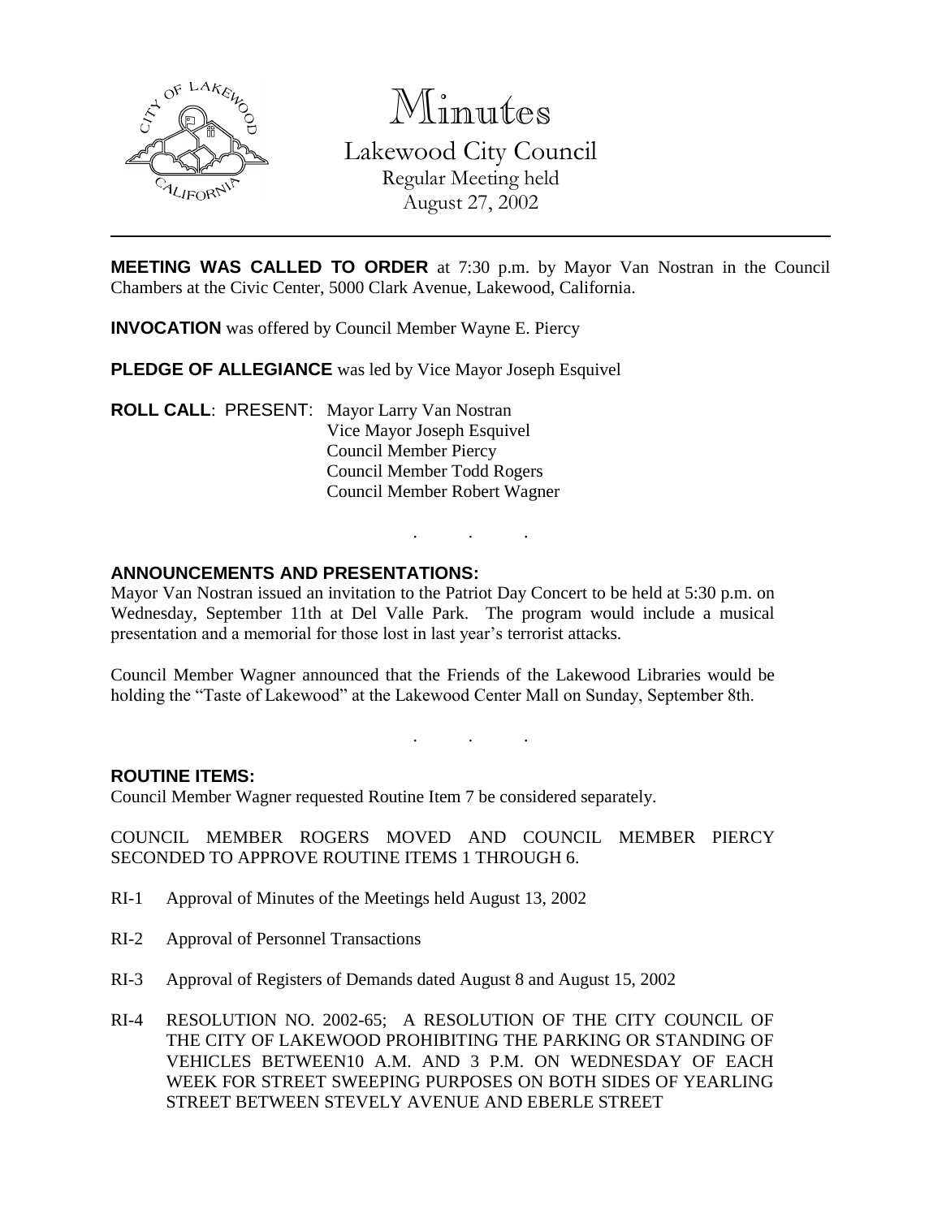# Minutes

## Lakewood City Council

Regular Meeting held
August 27, 2002

---

**MEETING WAS CALLED TO ORDER** at 7:30 p.m. by Mayor Van Nostran in the Council Chambers at the Civic Center, 5000 Clark Avenue, Lakewood, California.

**INVOCATION** was offered by Council Member Wayne E. Piercy

**PLEDGE OF ALLEGIANCE** was led by Vice Mayor Joseph Esquivel

**ROLL CALL**: PRESENT: Mayor Larry Van Nostran
Vice Mayor Joseph Esquivel
Council Member Piercy
Council Member Todd Rogers
Council Member Robert Wagner

. . .

**ANNOUNCEMENTS AND PRESENTATIONS:**

Mayor Van Nostran issued an invitation to the Patriot Day Concert to be held at 5:30 p.m. on Wednesday, September 11th at Del Valle Park. The program would include a musical presentation and a memorial for those lost in last year's terrorist attacks.

Council Member Wagner announced that the Friends of the Lakewood Libraries would be holding the "Taste of Lakewood" at the Lakewood Center Mall on Sunday, September 8th.

. . .

**ROUTINE ITEMS:**

Council Member Wagner requested Routine Item 7 be considered separately.

COUNCIL MEMBER ROGERS MOVED AND COUNCIL MEMBER PIERCY SECONDED TO APPROVE ROUTINE ITEMS 1 THROUGH 6.

RI-1 Approval of Minutes of the Meetings held August 13, 2002

RI-2 Approval of Personnel Transactions

RI-3 Approval of Registers of Demands dated August 8 and August 15, 2002

RI-4 RESOLUTION NO. 2002-65; A RESOLUTION OF THE CITY COUNCIL OF THE CITY OF LAKEWOOD PROHIBITING THE PARKING OR STANDING OF VEHICLES BETWEEN10 A.M. AND 3 P.M. ON WEDNESDAY OF EACH WEEK FOR STREET SWEEPING PURPOSES ON BOTH SIDES OF YEARLING STREET BETWEEN STEVELY AVENUE AND EBERLE STREET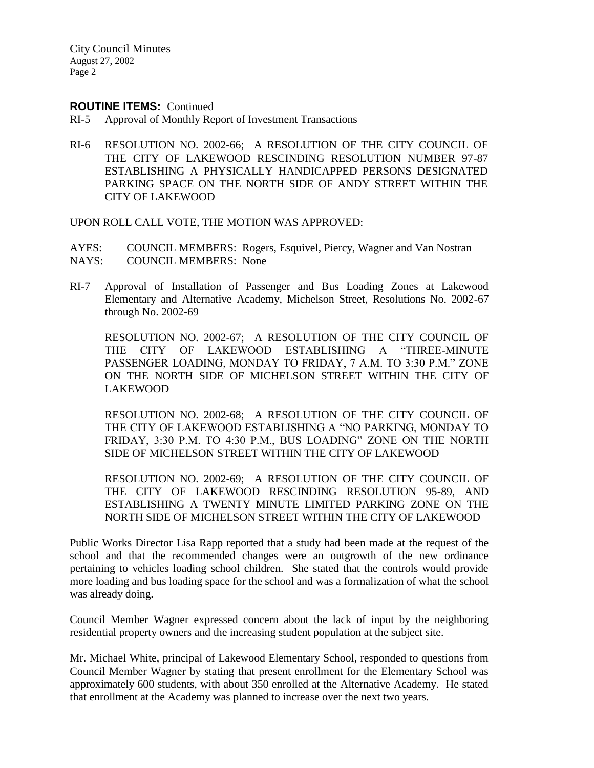**ROUTINE ITEMS:** Continued

RI-5 Approval of Monthly Report of Investment Transactions

RI-6 RESOLUTION NO. 2002-66; A RESOLUTION OF THE CITY COUNCIL OF THE CITY OF LAKEWOOD RESCINDING RESOLUTION NUMBER 97-87 ESTABLISHING A PHYSICALLY HANDICAPPED PERSONS DESIGNATED PARKING SPACE ON THE NORTH SIDE OF ANDY STREET WITHIN THE CITY OF LAKEWOOD

UPON ROLL CALL VOTE, THE MOTION WAS APPROVED:

AYES: COUNCIL MEMBERS: Rogers, Esquivel, Piercy, Wagner and Van Nostran
NAYS: COUNCIL MEMBERS: None

RI-7 Approval of Installation of Passenger and Bus Loading Zones at Lakewood Elementary and Alternative Academy, Michelson Street, Resolutions No. 2002-67 through No. 2002-69

RESOLUTION NO. 2002-67; A RESOLUTION OF THE CITY COUNCIL OF THE CITY OF LAKEWOOD ESTABLISHING A "THREE-MINUTE PASSENGER LOADING, MONDAY TO FRIDAY, 7 A.M. TO 3:30 P.M." ZONE ON THE NORTH SIDE OF MICHELSON STREET WITHIN THE CITY OF LAKEWOOD

RESOLUTION NO. 2002-68; A RESOLUTION OF THE CITY COUNCIL OF THE CITY OF LAKEWOOD ESTABLISHING A "NO PARKING, MONDAY TO FRIDAY, 3:30 P.M. TO 4:30 P.M., BUS LOADING" ZONE ON THE NORTH SIDE OF MICHELSON STREET WITHIN THE CITY OF LAKEWOOD

RESOLUTION NO. 2002-69; A RESOLUTION OF THE CITY COUNCIL OF THE CITY OF LAKEWOOD RESCINDING RESOLUTION 95-89, AND ESTABLISHING A TWENTY MINUTE LIMITED PARKING ZONE ON THE NORTH SIDE OF MICHELSON STREET WITHIN THE CITY OF LAKEWOOD

Public Works Director Lisa Rapp reported that a study had been made at the request of the school and that the recommended changes were an outgrowth of the new ordinance pertaining to vehicles loading school children. She stated that the controls would provide more loading and bus loading space for the school and was a formalization of what the school was already doing.

Council Member Wagner expressed concern about the lack of input by the neighboring residential property owners and the increasing student population at the subject site.

Mr. Michael White, principal of Lakewood Elementary School, responded to questions from Council Member Wagner by stating that present enrollment for the Elementary School was approximately 600 students, with about 350 enrolled at the Alternative Academy. He stated that enrollment at the Academy was planned to increase over the next two years.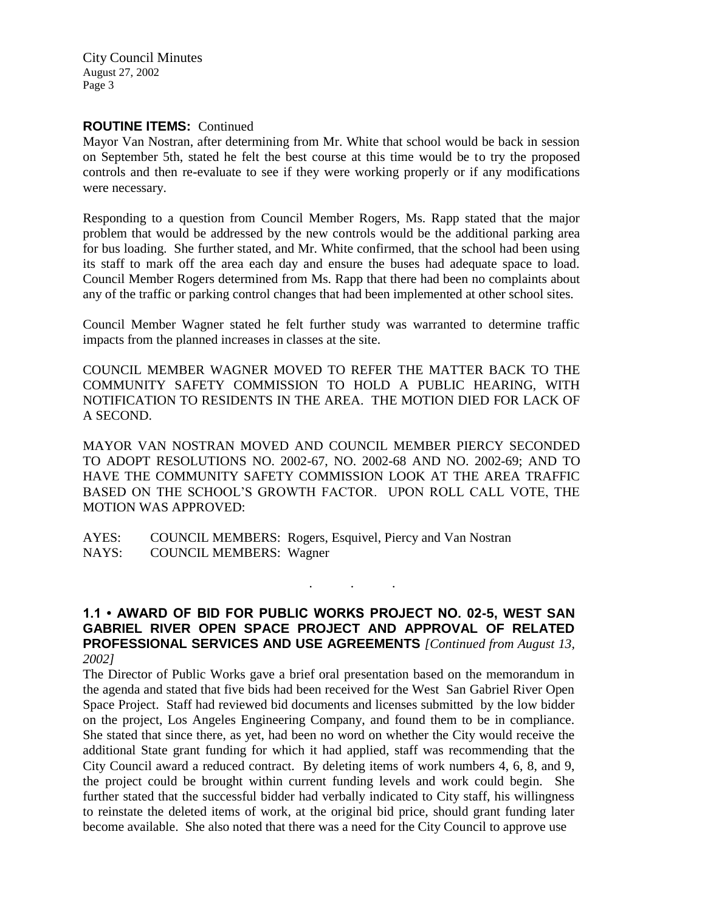**ROUTINE ITEMS:** Continued

Mayor Van Nostran, after determining from Mr. White that school would be back in session on September 5th, stated he felt the best course at this time would be to try the proposed controls and then re-evaluate to see if they were working properly or if any modifications were necessary.

Responding to a question from Council Member Rogers, Ms. Rapp stated that the major problem that would be addressed by the new controls would be the additional parking area for bus loading. She further stated, and Mr. White confirmed, that the school had been using its staff to mark off the area each day and ensure the buses had adequate space to load. Council Member Rogers determined from Ms. Rapp that there had been no complaints about any of the traffic or parking control changes that had been implemented at other school sites.

Council Member Wagner stated he felt further study was warranted to determine traffic impacts from the planned increases in classes at the site.

COUNCIL MEMBER WAGNER MOVED TO REFER THE MATTER BACK TO THE COMMUNITY SAFETY COMMISSION TO HOLD A PUBLIC HEARING, WITH NOTIFICATION TO RESIDENTS IN THE AREA. THE MOTION DIED FOR LACK OF A SECOND.

MAYOR VAN NOSTRAN MOVED AND COUNCIL MEMBER PIERCY SECONDED TO ADOPT RESOLUTIONS NO. 2002-67, NO. 2002-68 AND NO. 2002-69; AND TO HAVE THE COMMUNITY SAFETY COMMISSION LOOK AT THE AREA TRAFFIC BASED ON THE SCHOOL'S GROWTH FACTOR. UPON ROLL CALL VOTE, THE MOTION WAS APPROVED:

AYES: COUNCIL MEMBERS: Rogers, Esquivel, Piercy and Van Nostran
NAYS: COUNCIL MEMBERS: Wagner

. . .

**1.1 • AWARD OF BID FOR PUBLIC WORKS PROJECT NO. 02-5, WEST SAN GABRIEL RIVER OPEN SPACE PROJECT AND APPROVAL OF RELATED PROFESSIONAL SERVICES AND USE AGREEMENTS** *[Continued from August 13, 2002]*

The Director of Public Works gave a brief oral presentation based on the memorandum in the agenda and stated that five bids had been received for the West San Gabriel River Open Space Project. Staff had reviewed bid documents and licenses submitted by the low bidder on the project, Los Angeles Engineering Company, and found them to be in compliance. She stated that since there, as yet, had been no word on whether the City would receive the additional State grant funding for which it had applied, staff was recommending that the City Council award a reduced contract. By deleting items of work numbers 4, 6, 8, and 9, the project could be brought within current funding levels and work could begin. She further stated that the successful bidder had verbally indicated to City staff, his willingness to reinstate the deleted items of work, at the original bid price, should grant funding later become available. She also noted that there was a need for the City Council to approve use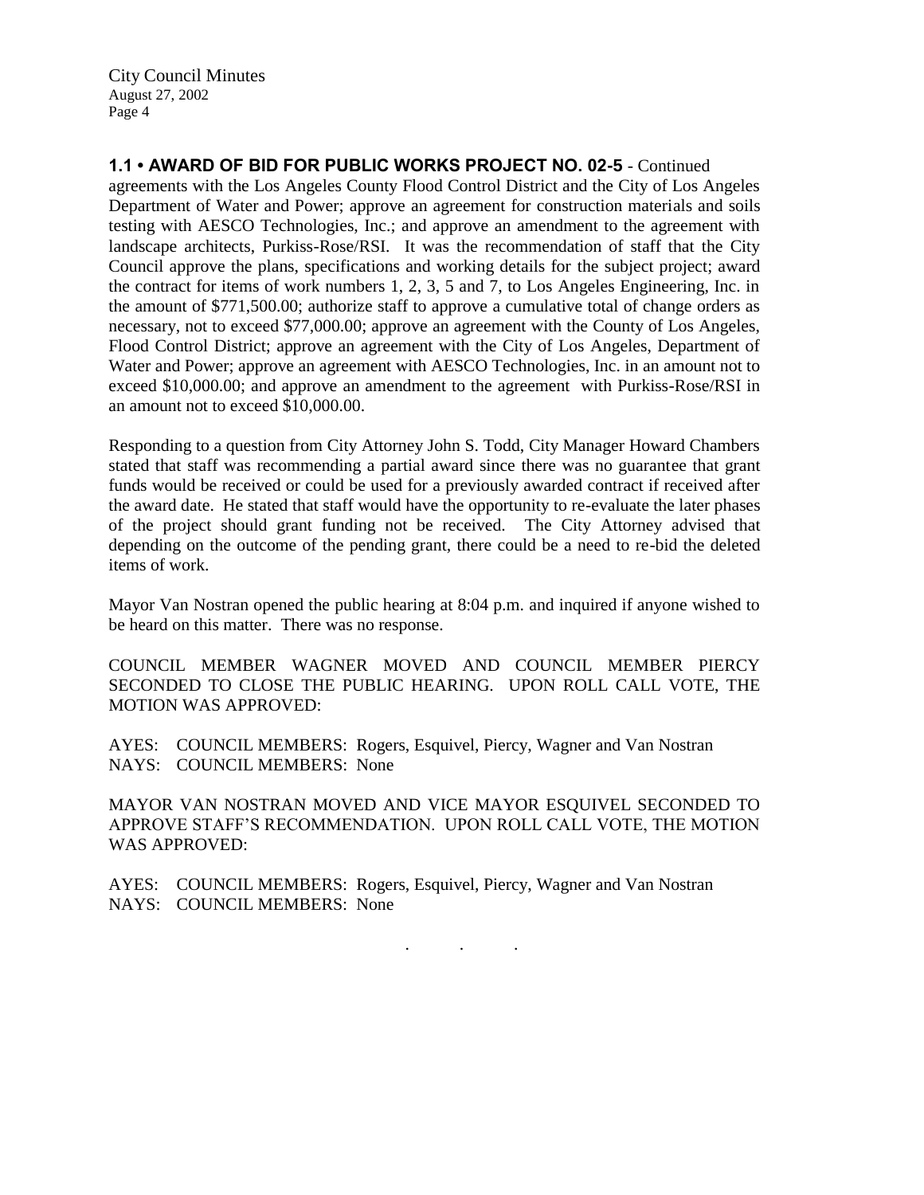**1.1 • AWARD OF BID FOR PUBLIC WORKS PROJECT NO. 02-5** - Continued

agreements with the Los Angeles County Flood Control District and the City of Los Angeles Department of Water and Power; approve an agreement for construction materials and soils testing with AESCO Technologies, Inc.; and approve an amendment to the agreement with landscape architects, Purkiss-Rose/RSI. It was the recommendation of staff that the City Council approve the plans, specifications and working details for the subject project; award the contract for items of work numbers 1, 2, 3, 5 and 7, to Los Angeles Engineering, Inc. in the amount of $771,500.00; authorize staff to approve a cumulative total of change orders as necessary, not to exceed $77,000.00; approve an agreement with the County of Los Angeles, Flood Control District; approve an agreement with the City of Los Angeles, Department of Water and Power; approve an agreement with AESCO Technologies, Inc. in an amount not to exceed $10,000.00; and approve an amendment to the agreement with Purkiss-Rose/RSI in an amount not to exceed $10,000.00.

Responding to a question from City Attorney John S. Todd, City Manager Howard Chambers stated that staff was recommending a partial award since there was no guarantee that grant funds would be received or could be used for a previously awarded contract if received after the award date. He stated that staff would have the opportunity to re-evaluate the later phases of the project should grant funding not be received. The City Attorney advised that depending on the outcome of the pending grant, there could be a need to re-bid the deleted items of work.

Mayor Van Nostran opened the public hearing at 8:04 p.m. and inquired if anyone wished to be heard on this matter. There was no response.

COUNCIL MEMBER WAGNER MOVED AND COUNCIL MEMBER PIERCY SECONDED TO CLOSE THE PUBLIC HEARING. UPON ROLL CALL VOTE, THE MOTION WAS APPROVED:

AYES: COUNCIL MEMBERS: Rogers, Esquivel, Piercy, Wagner and Van Nostran
NAYS: COUNCIL MEMBERS: None

MAYOR VAN NOSTRAN MOVED AND VICE MAYOR ESQUIVEL SECONDED TO APPROVE STAFF'S RECOMMENDATION. UPON ROLL CALL VOTE, THE MOTION WAS APPROVED:

AYES: COUNCIL MEMBERS: Rogers, Esquivel, Piercy, Wagner and Van Nostran
NAYS: COUNCIL MEMBERS: None

. . .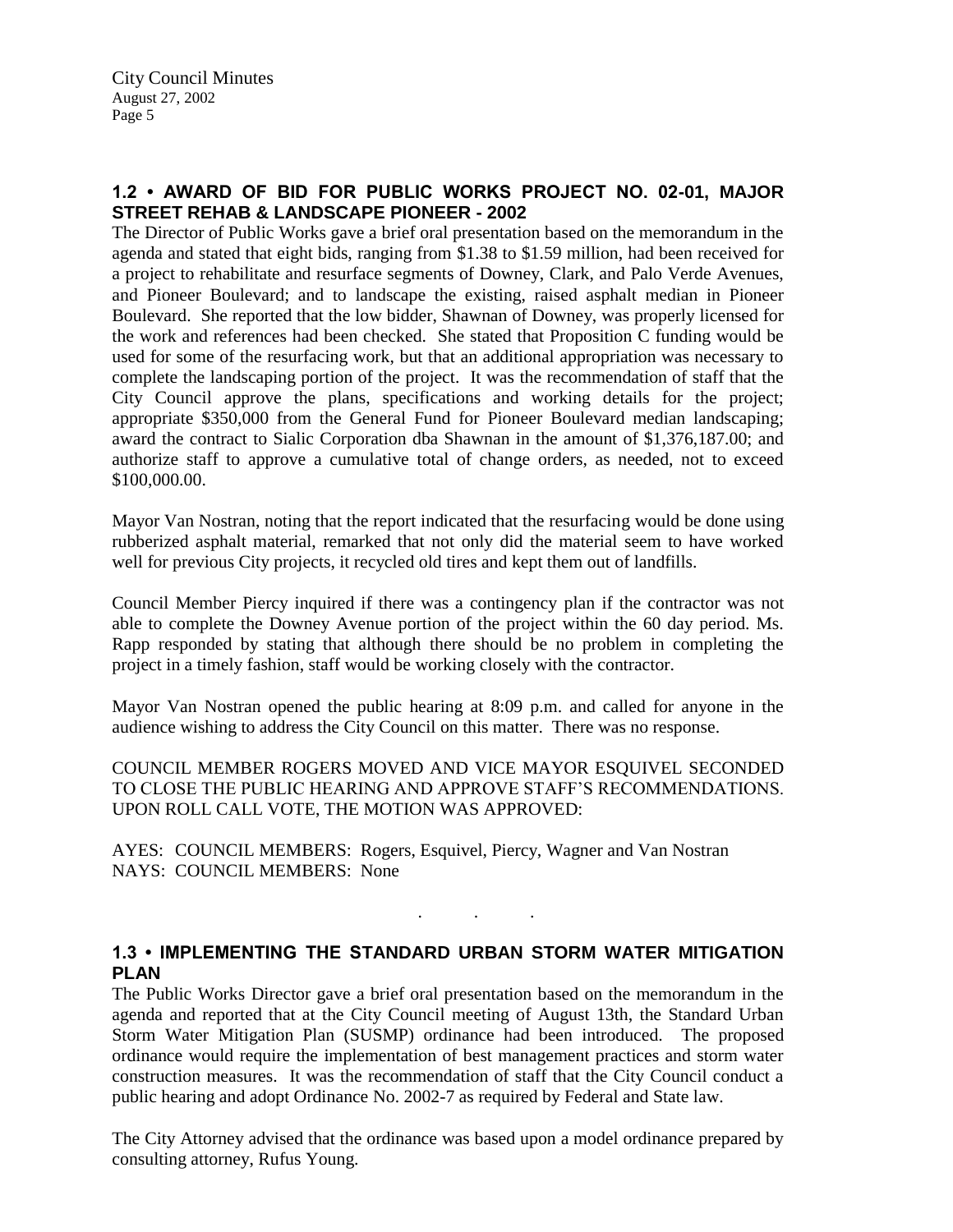## 1.2 • AWARD OF BID FOR PUBLIC WORKS PROJECT NO. 02-01, MAJOR STREET REHAB & LANDSCAPE PIONEER - 2002

The Director of Public Works gave a brief oral presentation based on the memorandum in the agenda and stated that eight bids, ranging from $1.38 to $1.59 million, had been received for a project to rehabilitate and resurface segments of Downey, Clark, and Palo Verde Avenues, and Pioneer Boulevard; and to landscape the existing, raised asphalt median in Pioneer Boulevard. She reported that the low bidder, Shawnan of Downey, was properly licensed for the work and references had been checked. She stated that Proposition C funding would be used for some of the resurfacing work, but that an additional appropriation was necessary to complete the landscaping portion of the project. It was the recommendation of staff that the City Council approve the plans, specifications and working details for the project; appropriate $350,000 from the General Fund for Pioneer Boulevard median landscaping; award the contract to Sialic Corporation dba Shawnan in the amount of $1,376,187.00; and authorize staff to approve a cumulative total of change orders, as needed, not to exceed $100,000.00.

Mayor Van Nostran, noting that the report indicated that the resurfacing would be done using rubberized asphalt material, remarked that not only did the material seem to have worked well for previous City projects, it recycled old tires and kept them out of landfills.

Council Member Piercy inquired if there was a contingency plan if the contractor was not able to complete the Downey Avenue portion of the project within the 60 day period. Ms. Rapp responded by stating that although there should be no problem in completing the project in a timely fashion, staff would be working closely with the contractor.

Mayor Van Nostran opened the public hearing at 8:09 p.m. and called for anyone in the audience wishing to address the City Council on this matter. There was no response.

COUNCIL MEMBER ROGERS MOVED AND VICE MAYOR ESQUIVEL SECONDED TO CLOSE THE PUBLIC HEARING AND APPROVE STAFF'S RECOMMENDATIONS. UPON ROLL CALL VOTE, THE MOTION WAS APPROVED:

AYES: COUNCIL MEMBERS: Rogers, Esquivel, Piercy, Wagner and Van Nostran
NAYS: COUNCIL MEMBERS: None

. . .

## 1.3 • IMPLEMENTING THE STANDARD URBAN STORM WATER MITIGATION PLAN

The Public Works Director gave a brief oral presentation based on the memorandum in the agenda and reported that at the City Council meeting of August 13th, the Standard Urban Storm Water Mitigation Plan (SUSMP) ordinance had been introduced. The proposed ordinance would require the implementation of best management practices and storm water construction measures. It was the recommendation of staff that the City Council conduct a public hearing and adopt Ordinance No. 2002-7 as required by Federal and State law.

The City Attorney advised that the ordinance was based upon a model ordinance prepared by consulting attorney, Rufus Young.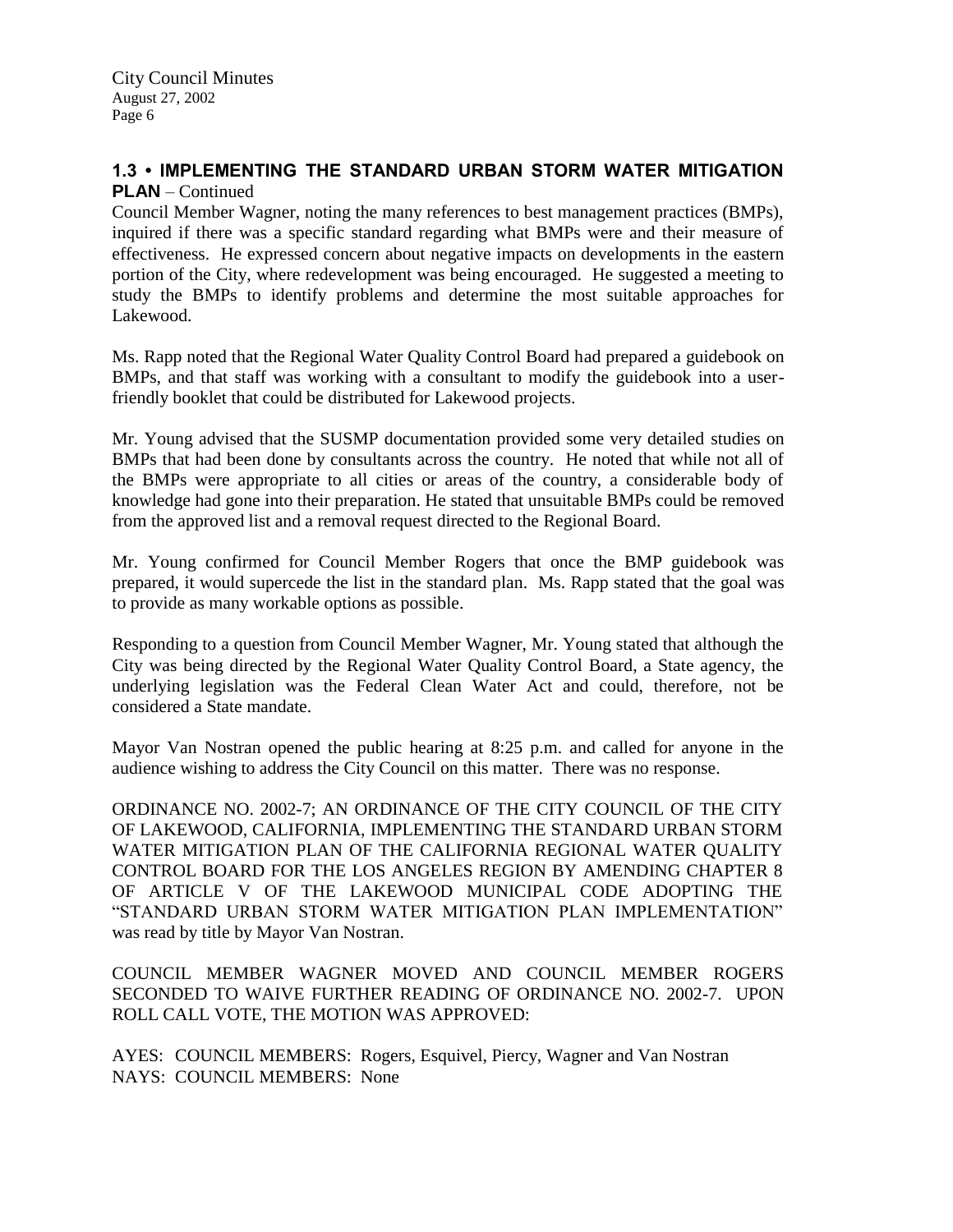## 1.3 • IMPLEMENTING THE STANDARD URBAN STORM WATER MITIGATION PLAN – Continued

Council Member Wagner, noting the many references to best management practices (BMPs), inquired if there was a specific standard regarding what BMPs were and their measure of effectiveness. He expressed concern about negative impacts on developments in the eastern portion of the City, where redevelopment was being encouraged. He suggested a meeting to study the BMPs to identify problems and determine the most suitable approaches for Lakewood.

Ms. Rapp noted that the Regional Water Quality Control Board had prepared a guidebook on BMPs, and that staff was working with a consultant to modify the guidebook into a user-friendly booklet that could be distributed for Lakewood projects.

Mr. Young advised that the SUSMP documentation provided some very detailed studies on BMPs that had been done by consultants across the country. He noted that while not all of the BMPs were appropriate to all cities or areas of the country, a considerable body of knowledge had gone into their preparation. He stated that unsuitable BMPs could be removed from the approved list and a removal request directed to the Regional Board.

Mr. Young confirmed for Council Member Rogers that once the BMP guidebook was prepared, it would supercede the list in the standard plan. Ms. Rapp stated that the goal was to provide as many workable options as possible.

Responding to a question from Council Member Wagner, Mr. Young stated that although the City was being directed by the Regional Water Quality Control Board, a State agency, the underlying legislation was the Federal Clean Water Act and could, therefore, not be considered a State mandate.

Mayor Van Nostran opened the public hearing at 8:25 p.m. and called for anyone in the audience wishing to address the City Council on this matter. There was no response.

ORDINANCE NO. 2002-7; AN ORDINANCE OF THE CITY COUNCIL OF THE CITY OF LAKEWOOD, CALIFORNIA, IMPLEMENTING THE STANDARD URBAN STORM WATER MITIGATION PLAN OF THE CALIFORNIA REGIONAL WATER QUALITY CONTROL BOARD FOR THE LOS ANGELES REGION BY AMENDING CHAPTER 8 OF ARTICLE V OF THE LAKEWOOD MUNICIPAL CODE ADOPTING THE "STANDARD URBAN STORM WATER MITIGATION PLAN IMPLEMENTATION" was read by title by Mayor Van Nostran.

COUNCIL MEMBER WAGNER MOVED AND COUNCIL MEMBER ROGERS SECONDED TO WAIVE FURTHER READING OF ORDINANCE NO. 2002-7. UPON ROLL CALL VOTE, THE MOTION WAS APPROVED:

AYES: COUNCIL MEMBERS: Rogers, Esquivel, Piercy, Wagner and Van Nostran
NAYS: COUNCIL MEMBERS: None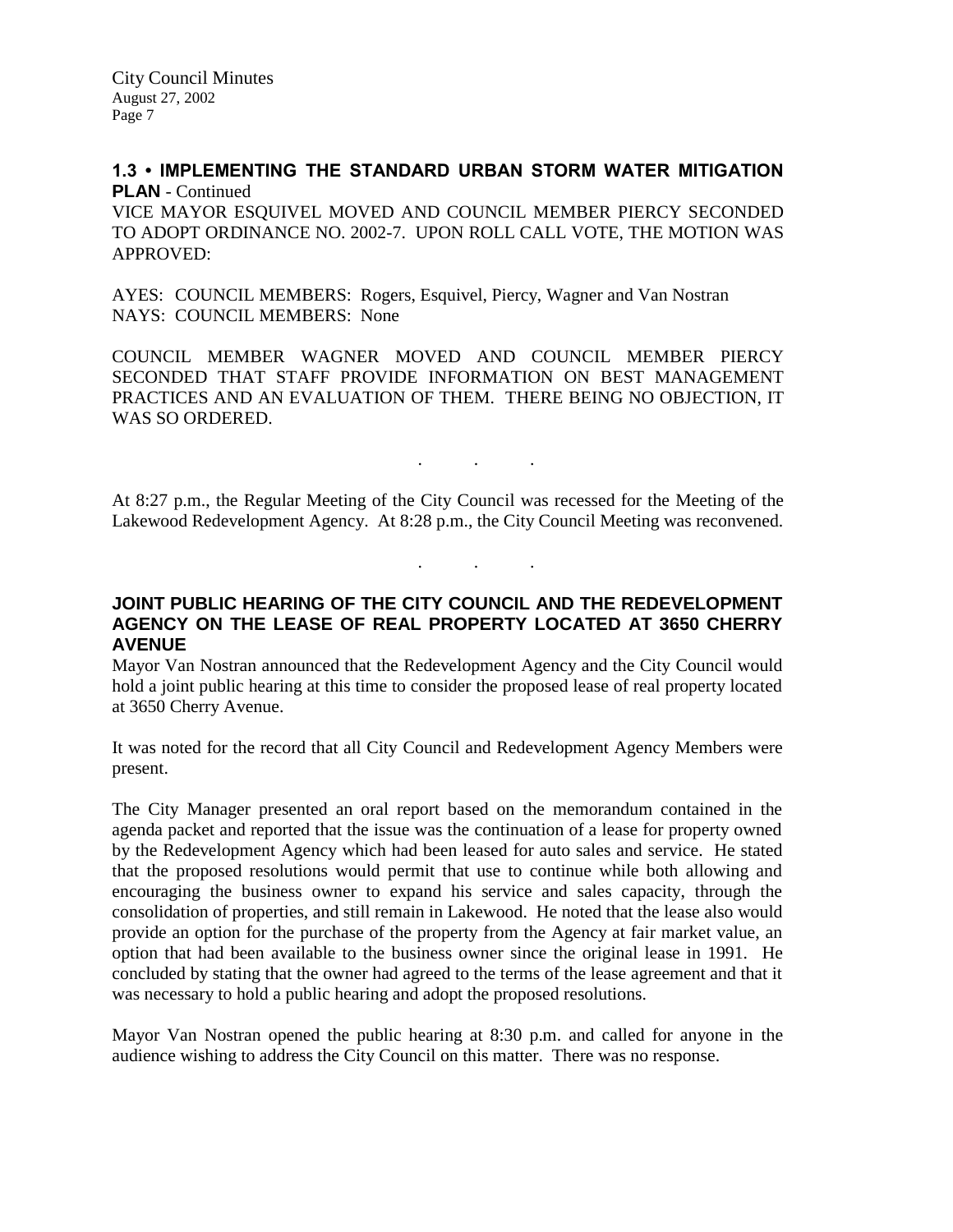**1.3 • IMPLEMENTING THE STANDARD URBAN STORM WATER MITIGATION PLAN** - Continued

VICE MAYOR ESQUIVEL MOVED AND COUNCIL MEMBER PIERCY SECONDED TO ADOPT ORDINANCE NO. 2002-7. UPON ROLL CALL VOTE, THE MOTION WAS APPROVED:

AYES: COUNCIL MEMBERS: Rogers, Esquivel, Piercy, Wagner and Van Nostran
NAYS: COUNCIL MEMBERS: None

COUNCIL MEMBER WAGNER MOVED AND COUNCIL MEMBER PIERCY SECONDED THAT STAFF PROVIDE INFORMATION ON BEST MANAGEMENT PRACTICES AND AN EVALUATION OF THEM. THERE BEING NO OBJECTION, IT WAS SO ORDERED.

. . .

At 8:27 p.m., the Regular Meeting of the City Council was recessed for the Meeting of the Lakewood Redevelopment Agency. At 8:28 p.m., the City Council Meeting was reconvened.

. . .

**JOINT PUBLIC HEARING OF THE CITY COUNCIL AND THE REDEVELOPMENT AGENCY ON THE LEASE OF REAL PROPERTY LOCATED AT 3650 CHERRY AVENUE**

Mayor Van Nostran announced that the Redevelopment Agency and the City Council would hold a joint public hearing at this time to consider the proposed lease of real property located at 3650 Cherry Avenue.

It was noted for the record that all City Council and Redevelopment Agency Members were present.

The City Manager presented an oral report based on the memorandum contained in the agenda packet and reported that the issue was the continuation of a lease for property owned by the Redevelopment Agency which had been leased for auto sales and service. He stated that the proposed resolutions would permit that use to continue while both allowing and encouraging the business owner to expand his service and sales capacity, through the consolidation of properties, and still remain in Lakewood. He noted that the lease also would provide an option for the purchase of the property from the Agency at fair market value, an option that had been available to the business owner since the original lease in 1991. He concluded by stating that the owner had agreed to the terms of the lease agreement and that it was necessary to hold a public hearing and adopt the proposed resolutions.

Mayor Van Nostran opened the public hearing at 8:30 p.m. and called for anyone in the audience wishing to address the City Council on this matter. There was no response.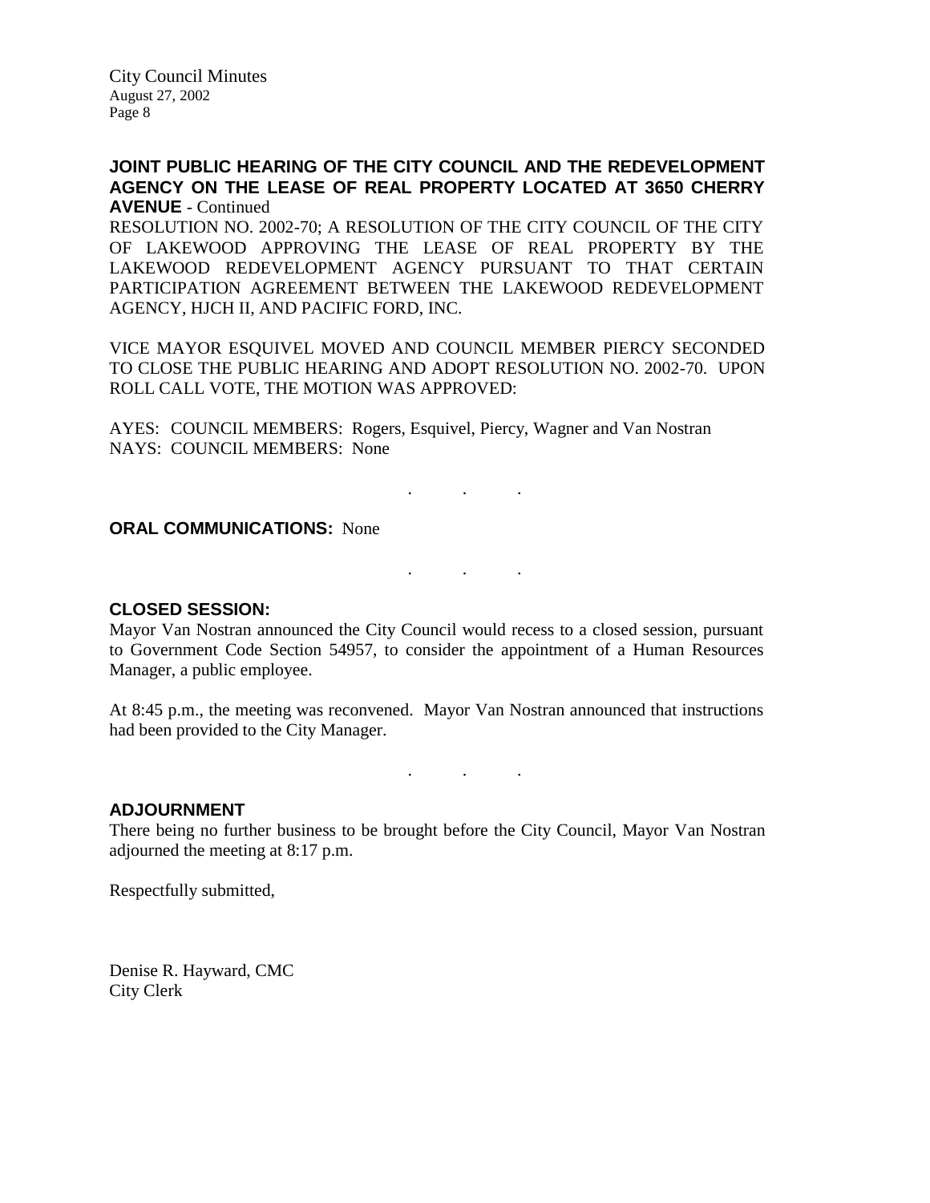**JOINT PUBLIC HEARING OF THE CITY COUNCIL AND THE REDEVELOPMENT AGENCY ON THE LEASE OF REAL PROPERTY LOCATED AT 3650 CHERRY AVENUE** - Continued

RESOLUTION NO. 2002-70; A RESOLUTION OF THE CITY COUNCIL OF THE CITY OF LAKEWOOD APPROVING THE LEASE OF REAL PROPERTY BY THE LAKEWOOD REDEVELOPMENT AGENCY PURSUANT TO THAT CERTAIN PARTICIPATION AGREEMENT BETWEEN THE LAKEWOOD REDEVELOPMENT AGENCY, HJCH II, AND PACIFIC FORD, INC.

VICE MAYOR ESQUIVEL MOVED AND COUNCIL MEMBER PIERCY SECONDED TO CLOSE THE PUBLIC HEARING AND ADOPT RESOLUTION NO. 2002-70. UPON ROLL CALL VOTE, THE MOTION WAS APPROVED:

AYES: COUNCIL MEMBERS: Rogers, Esquivel, Piercy, Wagner and Van Nostran
NAYS: COUNCIL MEMBERS: None

. . .

**ORAL COMMUNICATIONS:** None

. . .

**CLOSED SESSION:**

Mayor Van Nostran announced the City Council would recess to a closed session, pursuant to Government Code Section 54957, to consider the appointment of a Human Resources Manager, a public employee.

At 8:45 p.m., the meeting was reconvened. Mayor Van Nostran announced that instructions had been provided to the City Manager.

. . .

**ADJOURNMENT**

There being no further business to be brought before the City Council, Mayor Van Nostran adjourned the meeting at 8:17 p.m.

Respectfully submitted,

Denise R. Hayward, CMC
City Clerk